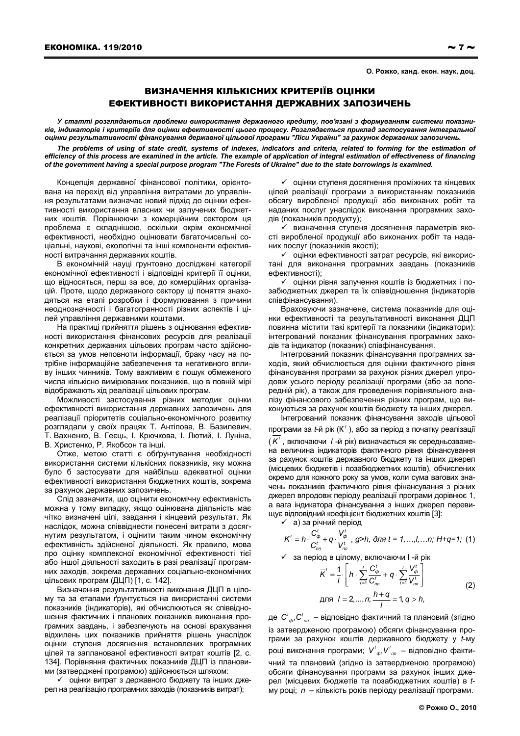О. Рожко, канд. екон. наук, доц.

# ВИЗНАЧЕННЯ КІЛЬКІСНИХ КРИТЕРІЇВ ОЦІНКИ ЕФЕКТИВНОСТІ ВИКОРИСТАННЯ ДЕРЖАВНИХ ЗАПОЗИЧЕНЬ

***У статті розглядаються проблеми використання державного кредиту, пов'язані з формуванням системи показників, індикаторів і критеріїв для оцінки ефективності цього процесу. Розглядається приклад застосування інтегральної оцінки результативності фінансування державної цільової програми "Ліси України" за рахунок державних запозичень.***

***The problems of using of state credit, systems of indexes, indicators and criteria, related to forming for the estimation of efficiency of this process are examined in the article. The example of application of integral estimation of effectiveness of financing of the government having a special purpose program "The Forests of Ukraine" due to the state borrowings is examined.***

Концепція державної фінансової політики, орієнтована на перехід від управління витратами до управління результатами визначає новий підхід до оцінки ефективності використання власних чи залучених бюджетних коштів. Порівнюючи з комерційним сектором ця проблема є складнішою, оскільки окрім економічної ефективності, необхідно оцінювати багаточисельні соціальні, наукові, екологічні та інші компоненти ефективності витрачання державних коштів.

В економічній науці грунтовно досліджені категорії економічної ефективності і відповідні критерії її оцінки, що відносяться, перш за все, до комерційних організацій. Проте, щодо державного сектору ці поняття знаходяться на етапі розробки і формулювання з причини неоднозначності і багатогранності різних аспектів і цілей управління державними коштами.

На практиці прийняття рішень з оцінювання ефективності використання фінансових ресурсів для реалізації конкретних державних цільових програм часто здійснюється за умов неповноти інформації, браку часу на потрібне інформаційне забезпечення та негативного впливу інших чинників. Тому важливим є пошук обмеженого числа кількісно вимірюваних показників, що в повній мірі відображають хід реалізації цільових програм.

Можливості застосування різних методик оцінки ефективності використання державних запозичень для реалізації пріоритетів соціально-економічного розвитку розглядали у своїх працях Т. Антіпова, В. Базилевич, Т. Вахненко, В. Геєць, І. Крючкова, І. Лютий, І. Луніна, В. Христенко, Р. Якобсон та інші.

Отже, метою статті є обґрунтування необхідності використання системи кількісних показників, яку можна було б застосувати для найбільш адекватної оцінки ефективності використання бюджетних коштів, зокрема за рахунок державних запозичень.

Слід зазначити, що оцінити економічну ефективність можна у тому випадку, якщо оцінювана діяльність має чітко визначені цілі, завдання і кінцевий результат. Як наслідок, можна співвіднести понесені витрати з досягнутим результатом, і оцінити таким чином економічну ефективність здійсненої діяльності. Як правило, мова про оцінку комплексної економічної ефективності тієї або іншої діяльності заходить в разі реалізації програмних заходів, зокрема державних соціально-економічних цільових програм (ДЦП) [1, с. 142].

Визначення результативності виконання ДЦП в цілому та за етапами ґрунтується на використанні системи показників (індикаторів), які обчислюються як співвідношення фактичних і планових показників виконання програмних завдань, і забезпечують на основі врахування відхилень цих показників прийняття рішень унаслідок оцінки ступеня досягнення встановлених програмних цілей та запланованої ефективності витрат коштів [2, с. 134]. Порівняння фактичних показників ДЦП із плановими (затверджені програмою) здійснюється шляхом:

- ✓ оцінки витрат з державного бюджету та інших джерел на реалізацію програмних заходів (показників витрат);
- ✓ оцінки ступеня досягнення проміжних та кінцевих цілей реалізації програми з використанням показників обсягу виробленої продукції або виконаних робіт та наданих послуг унаслідок виконання програмних заходів (показників продукту);
- ✓ визначення ступеня досягнення параметрів якості виробленої продукції або виконаних робіт та наданих послуг (показників якості);
- ✓ оцінки ефективності затрат ресурсів, які використані для виконання програмних завдань (показників ефективності);
- ✓ оцінки рівня залучення коштів із бюджетних і позабюджетних джерел та їх співвідношення (індикаторів співфінансування).

Враховуючи зазначене, система показників для оцінки ефективності та результативності виконання ДЦП повинна містити такі критерії та показники (індикатори): інтегрований показник фінансування програмних заходів та індикатор (показник) співфінансування.

Інтегрований показник фінансування програмних заходів, який обчислюється для оцінки фактичного рівня фінансування програми за рахунок різних джерел упродовж усього періоду реалізації програми (або за попередній рік), а також для проведення порівняльного аналізу фінансового забезпечення різних програм, що виконуються за рахунок коштів бюджету та інших джерел.

Інтегрований показник фінансування заходів цільової програми за $t$-й рік ($K^t$), або за період з початку реалізації ($\overline{K^l}$, включаючи $l$-й рік) визначається як середньозважена величина індикаторів фактичного рівня фінансування за рахунок коштів державного бюджету та інших джерел (місцевих бюджетів і позабюджетних коштів), обчислених окремо для кожного року за умов, коли сума вагових значень показників фактичного рівня фінансування з різних джерел впродовж періоду реалізації програми дорівнює 1, а вага індикатора фінансування з інших джерел перевищує відповідний коефіцієнт бюджетних коштів [3]:

- ✓ а) за річний період

$$K^t = h \cdot \frac{C^t_ф}{C^t_{пл}} + q \cdot \frac{V^t_ф}{V^t_{пл}},\ g>h,\ для\ t = 1,\dots,l,\dots n;\ H+q=1;\quad (1)$$

- ✓ за період в цілому, включаючи l -й рік

$$\overline{K}^l = \frac{1}{l} \cdot \left[ h \cdot \sum_{t=1}^{l} \frac{C^t_ф}{C^t_{пл}} + q \cdot \sum_{t=1}^{l} \frac{V^t_ф}{V^t_{пл}} \right] \quad (2)$$

$$для\ \ l = 2,\dots,n;\ \frac{h+q}{l} = 1,\ q > h,$$

де $C^t_ф, C^t_{пл}$ – відповідно фактичний та плановий (згідно із затвердженою програмою) обсяги фінансування програми за рахунок коштів державного бюджету у $t$-му році виконання програми; $V^t_ф, V^t_{пл}$ – відповідно фактичний та плановий (згідно із затвердженою програмою) обсяги фінансування програми за рахунок інших джерел (місцевих бюджетів та позабюджетних коштів) в $t$-му році; $n$ – кількість років періоду реалізації програми.

© Рожко О., 2010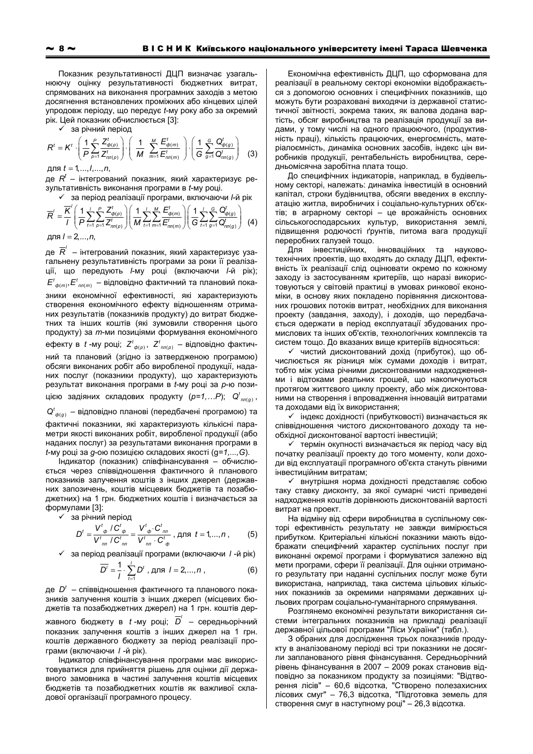Показник результативності ДЦП визначає узагальнюючу оцінку результативності бюджетних витрат, спрямованих на виконання програмних заходів з метою досягнення встановлених проміжних або кінцевих цілей упродовж періоду, що передує $t$-му року або за окремий рік. Цей показник обчислюється [3]:

✓ за річний період

$$R^t = K^t \cdot \left( \frac{1}{P} \sum_{p=1}^{P} \frac{Z^t_{\phi(p)}}{Z^t_{пл(p)}} \right) \cdot \left( \frac{1}{M} \sum_{m=1}^{M} \frac{E^t_{\phi(m)}}{E^t_{пл(m)}} \right) \cdot \left( \frac{1}{G} \sum_{g=1}^{G} \frac{Q^t_{\phi(g)}}{Q^t_{пл(g)}} \right) \quad (3)$$

для $t = 1,...,l,...,n$,

де $R^t$ – інтегрований показник, який характеризує результативність виконання програми в $t$-му році.

✓ за період реалізації програми, включаючи $l$-й рік

$$\overline{R}^l = \frac{\overline{K}^l}{l} \left( \frac{1}{P} \sum_{t=1}^{l} \sum_{p=1}^{P} \frac{Z^t_{\phi(p)}}{Z^t_{пл(p)}} \right) \left( \frac{1}{M} \sum_{t=1}^{l} \sum_{m=1}^{M} \frac{E^t_{\phi(m)}}{E^t_{пл(m)}} \right) \left( \frac{1}{G} \sum_{t=1}^{l} \sum_{g=1}^{G} \frac{Q^t_{\phi(g)}}{Q^t_{пл(g)}} \right) \quad (4)$$

для $l = 2,...,n$,

де $\overline{R}^l$ – інтегрований показник, який характеризує узагальнену результативність програми за роки її реалізації, що передують $l$-му році (включаючи $l$-й рік); $E^t_{\phi(m)}, E^t_{пл(m)}$ – відповідно фактичний та плановий показники економічної ефективності, які характеризують створення економічного ефекту відношенням отриманих результатів (показників продукту) до витрат бюджетних та інших коштів (які зумовили створення цього продукту) за $m$-ми позиціями формування економічного ефекту в $t$-му році; $Z^t_{\phi(p)}$, $Z^t_{пл(p)}$ – відповідно фактичний та плановий (згідно із затвердженою програмою) обсяги виконаних робіт або виробленої продукції, наданих послуг (показники продукту), що характеризують результат виконання програми в $t$-му році за $p$-ю позицією задіяних складових продукту ($p=1,...P$); $Q^t_{пл(g)}$, $Q^t_{\phi(g)}$ – відповідно планові (передбачені програмою) та фактичні показники, які характеризують кількісні параметри якості виконаних робіт, виробленої продукції (або наданих послуг) за результатами виконання програми в $t$-му році за $g$-ою позицією складових якості ($g=1,...,G$).

Індикатор (показник) співфінансування – обчислюється через співвідношення фактичного й планового показників залучення коштів з інших джерел (державних запозичень, коштів місцевих бюджетів та позабюджетних) на 1 грн. бюджетних коштів і визначається за формулами [3]:

✓ за річний період

$$D^t = \frac{V^t_{\phi} / C^t_{\phi}}{V^t_{пл} / C^t_{пл}} = \frac{V^t_{\phi} \cdot C^t_{пл}}{V^t_{пл} \cdot C^t_{\phi}}, \text{ для } t = 1,...,n, \quad (5)$$

✓ за період реалізації програми (включаючи $l$-й рік)

$$\overline{D^l} = \frac{1}{l} \cdot \sum_{t=1}^{l} D^t, \text{ для } l = 2,...,n, \quad (6)$$

де $D^t$ – співвідношення фактичного та планового показників залучення коштів з інших джерел (місцевих бюджетів та позабюджетних джерел) на 1 грн. коштів державного бюджету в $t$-му році; $\overline{D}^l$ – середньорічний показник залучення коштів з інших джерел на 1 грн. коштів державного бюджету за період реалізації програми (включаючи $l$-й рік).

Індикатор співфінансування програми має використовуватися для прийняття рішень для оцінки дії державного замовника в частині залучення коштів місцевих бюджетів та позабюджетних коштів як важливої складової організації програмного процесу.

Економічна ефективність ДЦП, що сформована для реалізації в реальному секторі економіки відображається з допомогою основних і специфічних показників, що можуть бути розраховані виходячи із державної статистичної звітності, зокрема таких, як валова додана вартість, обсяг виробництва та реалізація продукції за видами, у тому числі на одного працюючого, (продуктивність праці), кількість працюючих, енергоємність, матеріалоємність, динаміка основних засобів, індекс цін виробників продукції, рентабельність виробництва, середньомісячна заробітна плата тощо.

До специфічних індикаторів, наприклад, в будівельному секторі, належать: динаміка інвестицій в основний капітал, строки будівництва, обсяги введених в експлуатацію житла, виробничих і соціально-культурних об'єктів; в аграрному секторі – це врожайність основних сільськогосподарських культур, використання землі, підвищення родючості ґрунтів, питома вага продукції переробних галузей тощо.

Для інвестиційних, інноваційних та науково-технічних проектів, що входять до складу ДЦП, ефективність їх реалізації слід оцінювати окремо по кожному заходу із застосуванням критеріїв, що наразі використовуються у світовій практиці в умовах ринкової економіки, в основу яких покладено порівняння дисконтованих грошових потоків витрат, необхідних для виконання проекту (завдання, заходу), і доходів, що передбачається одержати в період експлуатації збудованих промислових та інших об'єктів, технологічних комплексів та систем тощо. До вказаних вище критеріїв відносяться:

- ✓ чистий дисконтований дохід (прибуток), що обчислюється як різниця між сумами доходів і витрат, тобто між усіма річними дисконтованими надходженнями і відтоками реальних грошей, що накопичуються протягом життєвого циклу проекту, або між дисконтованими на створення і впровадження інновацій витратами та доходами від їх використання;
- ✓ індекс дохідності (прибутковості) визначається як співвідношення чистого дисконтованого доходу та необхідної дисконтованої вартості інвестицій;
- ✓ термін окупності визначається як період часу від початку реалізації проекту до того моменту, коли доходи від експлуатації програмного об'єкта стануть рівними інвестиційним витратам;
- ✓ внутрішня норма дохідності представляє собою таку ставку дисконту, за якої сумарні чисті приведені надходження коштів дорівнюють дисконтованій вартості витрат на проект.

На відміну від сфери виробництва в суспільному секторі ефективність результату не завжди вимірюється прибутком. Критеріальні кількісні показники мають відображати специфічний характер суспільних послуг при виконанні окремої програми і формуватися залежно від мети програми, сфери її реалізації. Для оцінки отриманого результату при наданні суспільних послуг може бути використана, наприклад, така система цільових кількісних показників за окремими напрямами державних цільових програм соціально-гуманітарного спрямування.

Розглянемо економічні результати використання системи інтегральних показників на прикладі реалізації державної цільової програми "Ліси України" (табл.).

З обраних для дослідження трьох показників продукту в аналізованому періоді всі три показники не досягли запланованого рівня фінансування. Середньорічний рівень фінансування в 2007 – 2009 роках становив відповідно за показником продукту за позиціями: "Відтворення лісів" – 60,6 відсотка, "Створено полезахисних лісових смуг" – 76,3 відсотка, "Підготовка земель для створення смуг в наступному році" – 26,3 відсотка.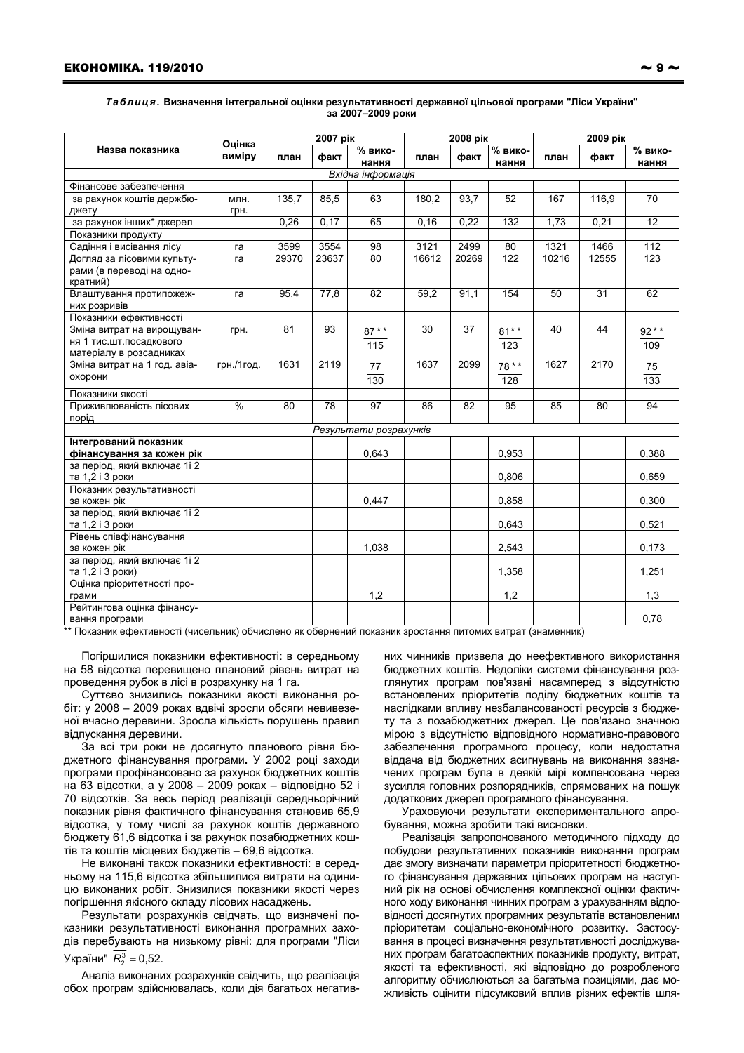*Таблиця.* **Визначення інтегральної оцінки результативності державної цільової програми "Ліси України" за 2007–2009 роки**

| Назва показника | Оцінка виміру | 2007 рік | | | 2008 рік | | | 2009 рік | | |
|---|---|---|---|---|---|---|---|---|---|---|
| | | план | факт | % виконання | план | факт | % виконання | план | факт | % виконання |
| *Вхідна інформація* | | | | | | | | | | |
| Фінансове забезпечення | | | | | | | | | | |
| за рахунок коштів держбюджету | млн. грн. | 135,7 | 85,5 | 63 | 180,2 | 93,7 | 52 | 167 | 116,9 | 70 |
| за рахунок інших* джерел | | 0,26 | 0,17 | 65 | 0,16 | 0,22 | 132 | 1,73 | 0,21 | 12 |
| Показники продукту | | | | | | | | | | |
| Садіння і висівання лісу | га | 3599 | 3554 | 98 | 3121 | 2499 | 80 | 1321 | 1466 | 112 |
| Догляд за лісовими культурами (в переводі на однократний) | га | 29370 | 23637 | 80 | 16612 | 20269 | 122 | 10216 | 12555 | 123 |
| Влаштування протипожежних розривів | га | 95,4 | 77,8 | 82 | 59,2 | 91,1 | 154 | 50 | 31 | 62 |
| Показники ефективності | | | | | | | | | | |
| Зміна витрат на вирощування 1 тис.шт.посадкового матеріалу в розсадниках | грн. | 81 | 93 | 87** / 115 | 30 | 37 | 81** / 123 | 40 | 44 | 92** / 109 |
| Зміна витрат на 1 год. авіаохорони | грн./1год. | 1631 | 2119 | 77 / 130 | 1637 | 2099 | 78** / 128 | 1627 | 2170 | 75 / 133 |
| Показники якості | | | | | | | | | | |
| Приживлюваність лісових порід | % | 80 | 78 | 97 | 86 | 82 | 95 | 85 | 80 | 94 |
| *Результати розрахунків* | | | | | | | | | | |
| **Інтегрований показник фінансування за кожен рік** | | | | 0,643 | | | 0,953 | | | 0,388 |
| за період, який включає 1і 2 та 1,2 і 3 роки | | | | | | | 0,806 | | | 0,659 |
| Показник результативності за кожен рік | | | | 0,447 | | | 0,858 | | | 0,300 |
| за період, який включає 1і 2 та 1,2 і 3 роки | | | | | | | 0,643 | | | 0,521 |
| Рівень співфінансування за кожен рік | | | | 1,038 | | | 2,543 | | | 0,173 |
| за період, який включає 1і 2 та 1,2 і 3 роки) | | | | | | | 1,358 | | | 1,251 |
| Оцінка пріоритетності програми | | | | 1,2 | | | 1,2 | | | 1,3 |
| Рейтингова оцінка фінансування програми | | | | | | | | | | 0,78 |

** Показник ефективності (чисельник) обчислено як обернений показник зростання питомих витрат (знаменник)

Погіршилися показники ефективності: в середньому на 58 відсотка перевищено плановий рівень витрат на проведення рубок в лісі в розрахунку на 1 га.

Суттєво знизились показники якості виконання робіт: у 2008 – 2009 роках вдвічі зросли обсяги невивезеної вчасно деревини. Зросла кількість порушень правил відпускання деревини.

За всі три роки не досягнуто планового рівня бюджетного фінансування програми**.** У 2002 році заходи програми профінансовано за рахунок бюджетних коштів на 63 відсотки, а у 2008 – 2009 роках – відповідно 52 і 70 відсотків. За весь період реалізації середньорічний показник рівня фактичного фінансування становив 65,9 відсотка, у тому числі за рахунок коштів державного бюджету 61,6 відсотка і за рахунок позабюджетних коштів та коштів місцевих бюджетів – 69,6 відсотка.

Не виконані також показники ефективності: в середньому на 115,6 відсотка збільшилися витрати на одиницю виконаних робіт. Знизилися показники якості через погіршення якісного складу лісових насаджень.

Результати розрахунків свідчать, що визначені показники результативності виконання програмних заходів перебувають на низькому рівні: для програми "Ліси України" $\overline{R_2^3} = 0{,}52$.

Аналіз виконаних розрахунків свідчить, що реалізація обох програм здійснювалась, коли дія багатьох негативних чинників призвела до неефективного використання бюджетних коштів. Недоліки системи фінансування розглянутих програм пов'язані насамперед з відсутністю встановлених пріоритетів поділу бюджетних коштів та наслідками впливу незбалансованості ресурсів з бюджету та з позабюджетних джерел. Це пов'язано значною мірою з відсутністю відповідного нормативно-правового забезпечення програмного процесу, коли недостатня віддача від бюджетних асигнувань на виконання зазначених програм була в деякій мірі компенсована через зусилля головних розпорядників, спрямованих на пошук додаткових джерел програмного фінансування.

Ураховуючи результати експериментального апробування, можна зробити такі висновки.

Реалізація запропонованого методичного підходу до побудови результативних показників виконання програм дає змогу визначати параметри пріоритетності бюджетного фінансування державних цільових програм на наступний рік на основі обчислення комплексної оцінки фактичного ходу виконання чинних програм з урахуванням відповідності досягнутих програмних результатів встановленим пріоритетам соціально-економічного розвитку. Застосування в процесі визначення результативності досліджуваних програм багатоаспектних показників продукту, витрат, якості та ефективності, які відповідно до розробленого алгоритму обчислюються за багатьма позиціями, дає можливість оцінити підсумковий вплив різних ефектів шля-